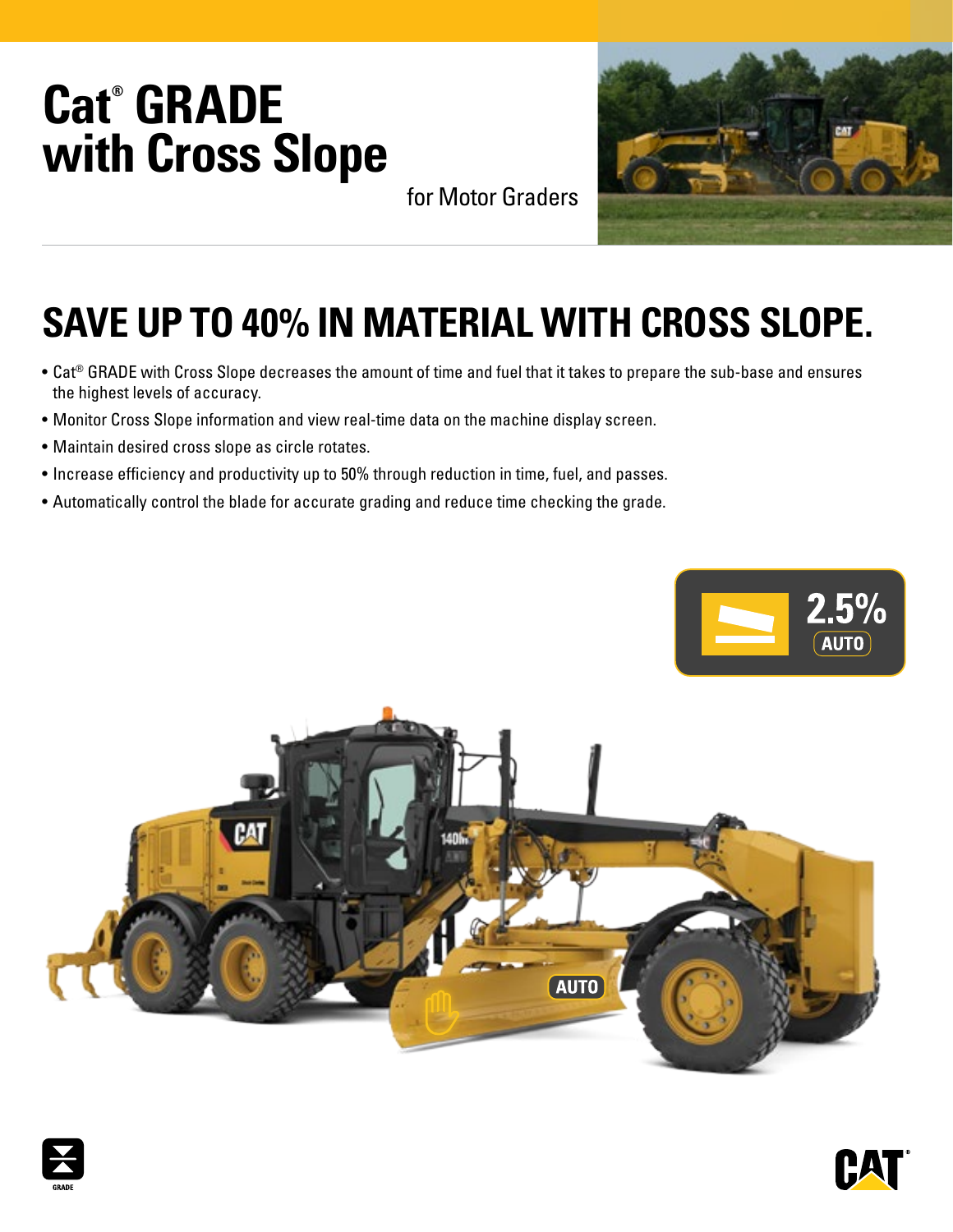# Cat® GRADE with Cross Slope

for Motor Graders

## SAVE UP TO 40% IN MATERIAL WITH CROSS SLOPE.

- Cat® GRADE with Cross Slope decreases the amount of time and fuel that it takes to prepare the sub-base and ensures the highest levels of accuracy.
- Monitor Cross Slope information and view real-time data on the machine display screen.
- Maintain desired cross slope as circle rotates.
- Increase efficiency and productivity up to 50% through reduction in time, fuel, and passes.
- Automatically control the blade for accurate grading and reduce time checking the grade.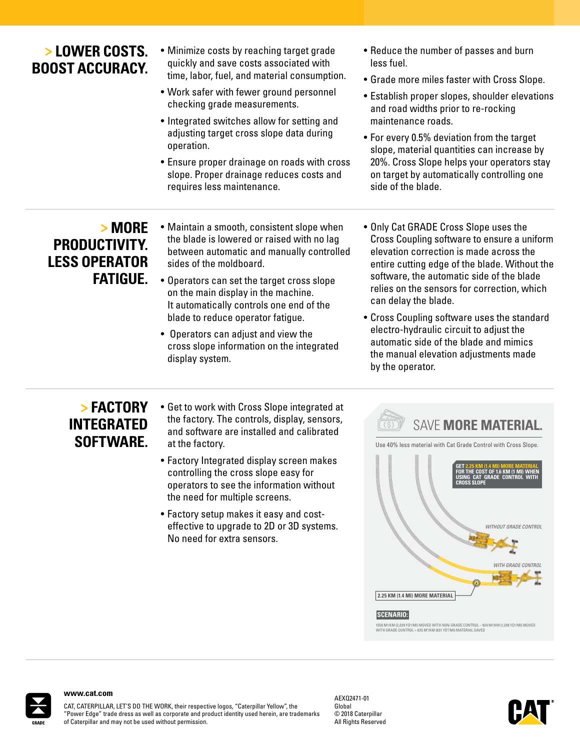## > LOWER COSTS. BOOST ACCURACY.

- Minimize costs by reaching target grade quickly and save costs associated with time, labor, fuel, and material consumption.
- Work safer with fewer ground personnel checking grade measurements.
- Integrated switches allow for setting and adjusting target cross slope data during operation.
- Ensure proper drainage on roads with cross slope. Proper drainage reduces costs and requires less maintenance.
- Reduce the number of passes and burn less fuel.
- Grade more miles faster with Cross Slope.
- Establish proper slopes, shoulder elevations and road widths prior to re-rocking maintenance roads.
- For every 0.5% deviation from the target slope, material quantities can increase by 20%. Cross Slope helps your operators stay on target by automatically controlling one side of the blade.

## > MORE PRODUCTIVITY. LESS OPERATOR FATIGUE.

- Maintain a smooth, consistent slope when the blade is lowered or raised with no lag between automatic and manually controlled sides of the moldboard.
- Operators can set the target cross slope on the main display in the machine. It automatically controls one end of the blade to reduce operator fatigue.
- Operators can adjust and view the cross slope information on the integrated display system.
- Only Cat GRADE Cross Slope uses the Cross Coupling software to ensure a uniform elevation correction is made across the entire cutting edge of the blade. Without the software, the automatic side of the blade relies on the sensors for correction, which can delay the blade.
- Cross Coupling software uses the standard electro-hydraulic circuit to adjust the automatic side of the blade and mimics the manual elevation adjustments made by the operator.

## > FACTORY INTEGRATED SOFTWARE.

- Get to work with Cross Slope integrated at the factory. The controls, display, sensors, and software are installed and calibrated at the factory.
- Factory Integrated display screen makes controlling the cross slope easy for operators to see the information without the need for multiple screens.
- Factory setup makes it easy and cost-effective to upgrade to 2D or 3D systems. No need for extra sensors.

### SAVE **MORE MATERIAL.**

Use 40% less material with Cat Grade Control with Cross Slope.

GET 2.25 KM (1.4 MI) MORE MATERIAL FOR THE COST OF 1.6 KM (1 MI) WHEN USING CAT GRADE CONTROL WITH CROSS SLOPE

WITHOUT GRADE CONTROL

WITH GRADE CONTROL

2.25 KM (1.4 MI) MORE MATERIAL

**SCENARIO:**

1559 $M^3$/KM (2,039 $YD^3$/MI) MOVED WITH NON-GRADE CONTROL – 924 $M^3$/KM (1,208 $YD^3$/MI) MOVED WITH GRADE CONTROL = 635 $M^3$/KM (831 $YD^3$/MI) MATERIAL SAVED

---

GRADE

**www.cat.com**

CAT, CATERPILLAR, LET'S DO THE WORK, their respective logos, "Caterpillar Yellow", the "Power Edge" trade dress as well as corporate and product identity used herein, are trademarks of Caterpillar and may not be used without permission.

AEXQ2471-01
Global
© 2018 Caterpillar
All Rights Reserved

CAT®